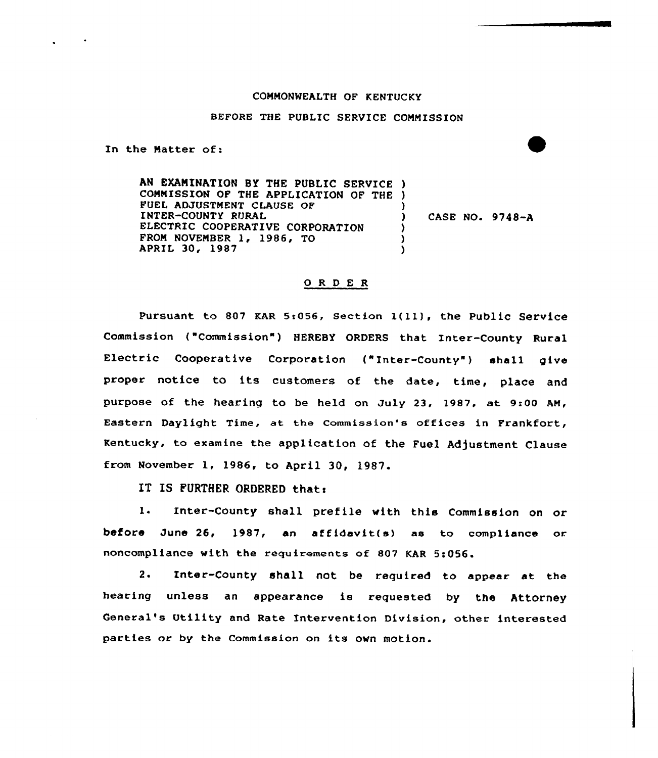COMMONWEALTH OF KENTUCKY

BEFORE THE PUBLIC SERVICE COMMISSION

In the Matter of:

AN EXAMINATION BY THE PUBLIC SERVICE COMMISSION OF THE APPLICATION OF THE FUEL ADJUSTMENT CLAUSE OF INTER-COUNTY RURAL ELECTRIC COOPERATIVE CORPORATION FROM NOVEMBER 1, 1986, TO APRIL 30, 1987 ) CASE NO. 9748-A

# ORDER

Pursuant to 807 KAR 5:056, Section 1(11), the Public Service Commission ("Commission") HEREBY ORDERS that Inter-County Rural Electric Cooperative Corporation ("Inter-County") shall give proper notice to its customers of the date, time, place and purpose of the hearing to be held on July 23, 1987, at 9:00 AM, Eastern Daylight Time, at the Commission's offices in Frankfort, Kentucky, to examine the application of the Fuel Adjustment Clause from November 1, 1986, to April 30, 1987.

IT IS FURTHER ORDERED that:

1. Inter-County shall prefile with this Commission on or before June 26, 1987, an affidavit(s) as to compliance or noncompliance with the requirements of 807 KAR 5:056.

2. Inter-County shall not be required to appear at the hearing unless an appearance is requested by the Attorney General's Utility and Rate Intervention Division, other interested parties or by the Commission on its own motion.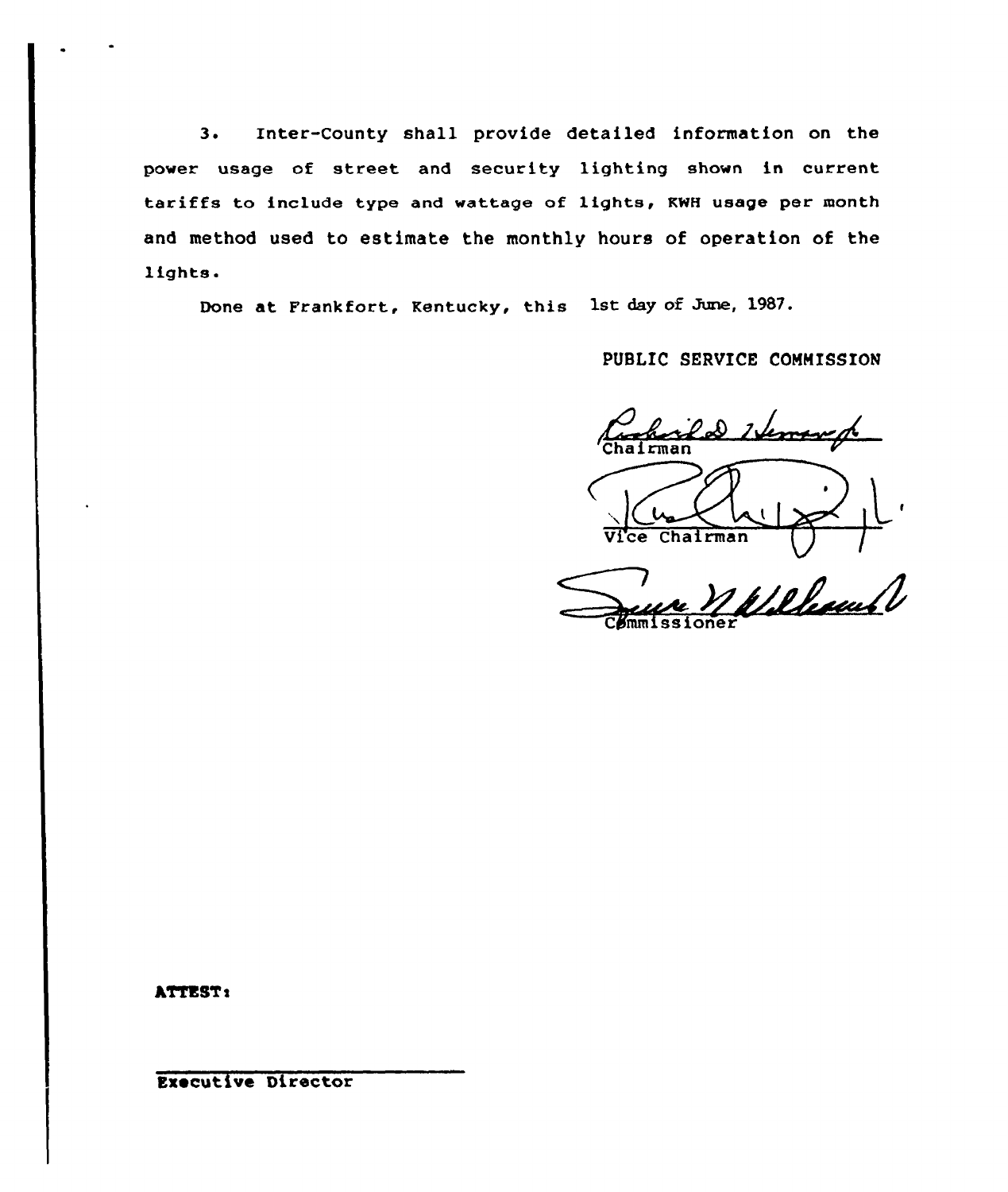3. Inter-County shall provide detailed information on the power usage of street and security lighting shown in current tariffs to include type and wattage of lights, KWH usage per month and method used to estimate the monthly hours of operation of the lights.

Done at Frankfort, Kentucky, this 1st day of June, 1987.

PUBLIC SERVICE COMMISSION

Chairman

Vice Chairman

Commissioner

ATTEST:

Executive Director